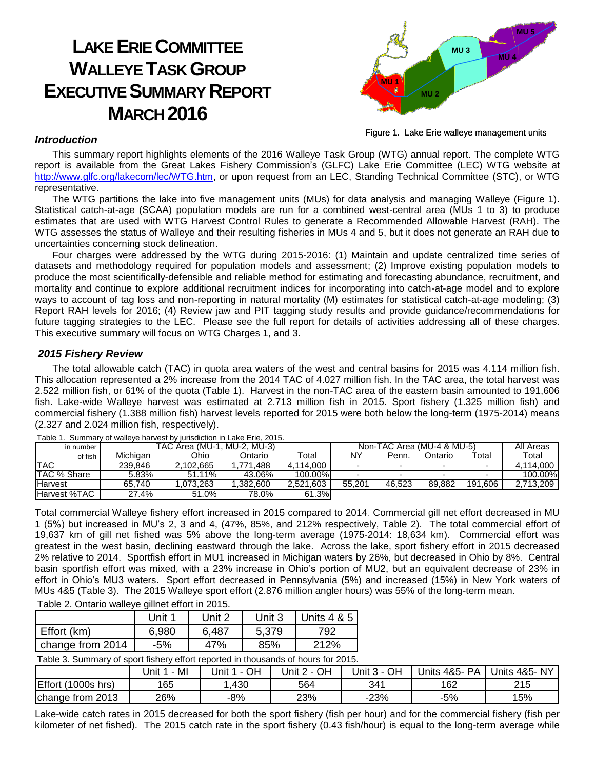# LAKE ERIE COMMITTEE WALLEYE TASK GROUP EXECUTIVE SUMMARY REPORT MARCH 2016

Figure 1. Lake Erie walleye management units

### *Introduction*

This summary report highlights elements of the 2016 Walleye Task Group (WTG) annual report. The complete WTG report is available from the Great Lakes Fishery Commission's (GLFC) Lake Erie Committee (LEC) WTG website at http://www.glfc.org/lakecom/lec/WTG.htm, or upon request from an LEC, Standing Technical Committee (STC), or WTG representative.

The WTG partitions the lake into five management units (MUs) for data analysis and managing Walleye (Figure 1). Statistical catch-at-age (SCAA) population models are run for a combined west-central area (MUs 1 to 3) to produce estimates that are used with WTG Harvest Control Rules to generate a Recommended Allowable Harvest (RAH). The WTG assesses the status of Walleye and their resulting fisheries in MUs 4 and 5, but it does not generate an RAH due to uncertainties concerning stock delineation.

Four charges were addressed by the WTG during 2015-2016: (1) Maintain and update centralized time series of datasets and methodology required for population models and assessment; (2) Improve existing population models to produce the most scientifically-defensible and reliable method for estimating and forecasting abundance, recruitment, and mortality and continue to explore additional recruitment indices for incorporating into catch-at-age model and to explore ways to account of tag loss and non-reporting in natural mortality (M) estimates for statistical catch-at-age modeling; (3) Report RAH levels for 2016; (4) Review jaw and PIT tagging study results and provide guidance/recommendations for future tagging strategies to the LEC. Please see the full report for details of activities addressing all of these charges. This executive summary will focus on WTG Charges 1, and 3.

### *2015 Fishery Review*

The total allowable catch (TAC) in quota area waters of the west and central basins for 2015 was 4.114 million fish. This allocation represented a 2% increase from the 2014 TAC of 4.027 million fish. In the TAC area, the total harvest was 2.522 million fish, or 61% of the quota (Table 1). Harvest in the non-TAC area of the eastern basin amounted to 191,606 fish. Lake-wide Walleye harvest was estimated at 2.713 million fish in 2015. Sport fishery (1.325 million fish) and commercial fishery (1.388 million fish) harvest levels reported for 2015 were both below the long-term (1975-2014) means (2.327 and 2.024 million fish, respectively).

Table 1. Summary of walleye harvest by jurisdiction in Lake Erie, 2015.

| in number | TAC Area (MU-1, MU-2, MU-3) | | | | Non-TAC Area (MU-4 & MU-5) | | | | All Areas |
|---|---|---|---|---|---|---|---|---|---|
| of fish | Michigan | Ohio | Ontario | Total | NY | Penn. | Ontario | Total | Total |
| TAC | 239,846 | 2,102,665 | 1,771,488 | 4,114,000 | - | - | - | - | 4,114,000 |
| TAC % Share | 5.83% | 51.11% | 43.06% | 100.00% | - | - | - | - | 100.00% |
| Harvest | 65,740 | 1,073,263 | 1,382,600 | 2,521,603 | 55,201 | 46,523 | 89,882 | 191,606 | 2,713,209 |
| Harvest %TAC | 27.4% | 51.0% | 78.0% | 61.3% | | | | | |

Total commercial Walleye fishery effort increased in 2015 compared to 2014. Commercial gill net effort decreased in MU 1 (5%) but increased in MU's 2, 3 and 4, (47%, 85%, and 212% respectively, Table 2). The total commercial effort of 19,637 km of gill net fished was 5% above the long-term average (1975-2014: 18,634 km). Commercial effort was greatest in the west basin, declining eastward through the lake. Across the lake, sport fishery effort in 2015 decreased 2% relative to 2014. Sportfish effort in MU1 increased in Michigan waters by 26%, but decreased in Ohio by 8%. Central basin sportfish effort was mixed, with a 23% increase in Ohio's portion of MU2, but an equivalent decrease of 23% in effort in Ohio's MU3 waters. Sport effort decreased in Pennsylvania (5%) and increased (15%) in New York waters of MUs 4&5 (Table 3). The 2015 Walleye sport effort (2.876 million angler hours) was 55% of the long-term mean.

Table 2. Ontario walleye gillnet effort in 2015.

| | Unit 1 | Unit 2 | Unit 3 | Units 4 & 5 |
|---|---|---|---|---|
| Effort (km) | 6,980 | 6,487 | 5,379 | 792 |
| change from 2014 | -5% | 47% | 85% | 212% |

Table 3. Summary of sport fishery effort reported in thousands of hours for 2015.

| | Unit 1 - MI | Unit 1 - OH | Unit 2 - OH | Unit 3 - OH | Units 4&5- PA | Units 4&5- NY |
|---|---|---|---|---|---|---|
| Effort (1000s hrs) | 165 | 1,430 | 564 | 341 | 162 | 215 |
| change from 2013 | 26% | -8% | 23% | -23% | -5% | 15% |

Lake-wide catch rates in 2015 decreased for both the sport fishery (fish per hour) and for the commercial fishery (fish per kilometer of net fished). The 2015 catch rate in the sport fishery (0.43 fish/hour) is equal to the long-term average while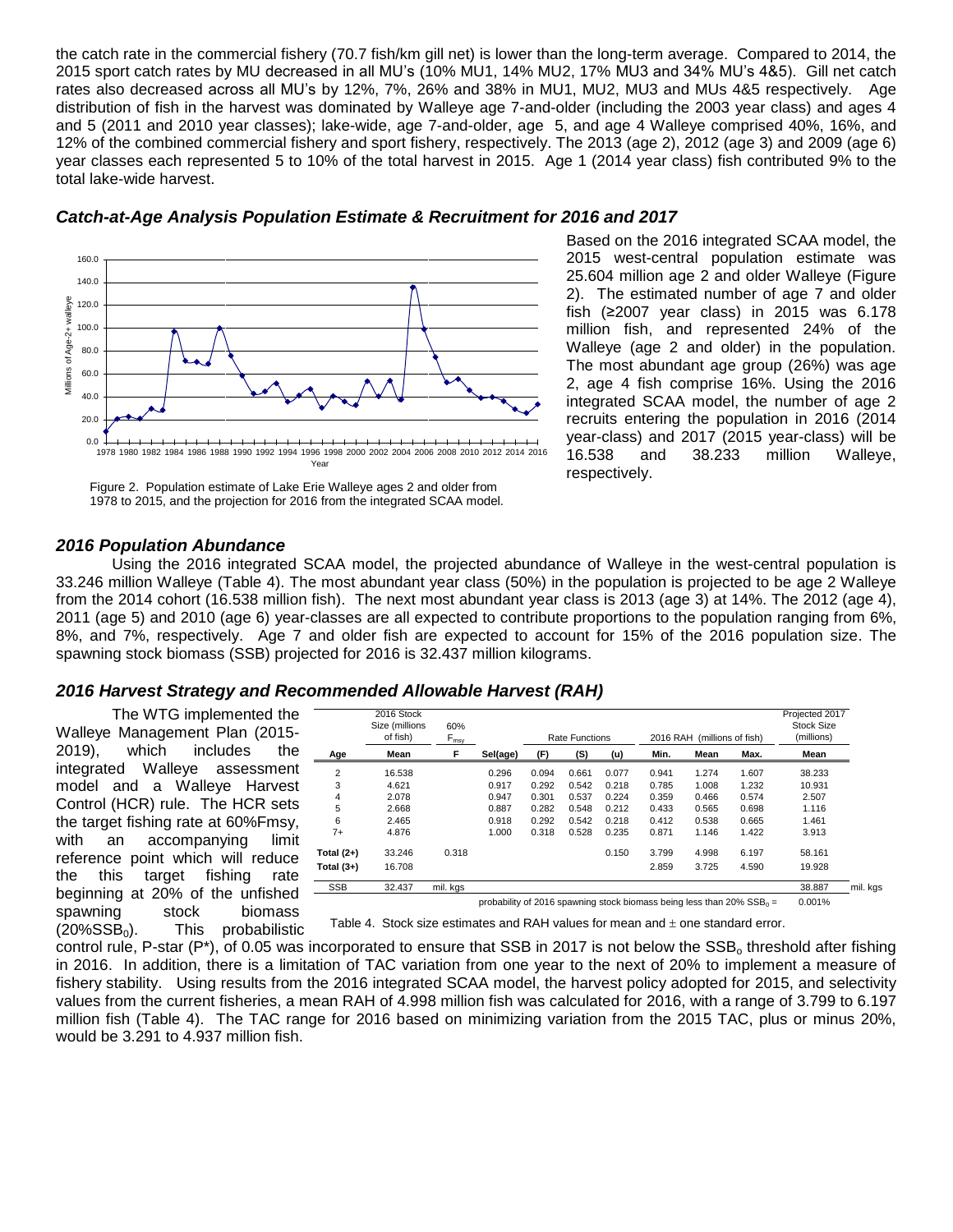the catch rate in the commercial fishery (70.7 fish/km gill net) is lower than the long-term average. Compared to 2014, the 2015 sport catch rates by MU decreased in all MU's (10% MU1, 14% MU2, 17% MU3 and 34% MU's 4&5). Gill net catch rates also decreased across all MU's by 12%, 7%, 26% and 38% in MU1, MU2, MU3 and MUs 4&5 respectively. Age distribution of fish in the harvest was dominated by Walleye age 7-and-older (including the 2003 year class) and ages 4 and 5 (2011 and 2010 year classes); lake-wide, age 7-and-older, age 5, and age 4 Walleye comprised 40%, 16%, and 12% of the combined commercial fishery and sport fishery, respectively. The 2013 (age 2), 2012 (age 3) and 2009 (age 6) year classes each represented 5 to 10% of the total harvest in 2015. Age 1 (2014 year class) fish contributed 9% to the total lake-wide harvest.

### *Catch-at-Age Analysis Population Estimate & Recruitment for 2016 and 2017*

Millions of Age-2+ walleye

160.0
140.0
120.0
100.0
80.0
60.0
40.0
20.0
0.0

1978 1980 1982 1984 1986 1988 1990 1992 1994 1996 1998 2000 2002 2004 2006 2008 2010 2012 2014 2016

Year

Figure 2. Population estimate of Lake Erie Walleye ages 2 and older from 1978 to 2015, and the projection for 2016 from the integrated SCAA model.

Based on the 2016 integrated SCAA model, the 2015 west-central population estimate was 25.604 million age 2 and older Walleye (Figure 2). The estimated number of age 7 and older fish (≥2007 year class) in 2015 was 6.178 million fish, and represented 24% of the Walleye (age 2 and older) in the population. The most abundant age group (26%) was age 2, age 4 fish comprise 16%. Using the 2016 integrated SCAA model, the number of age 2 recruits entering the population in 2016 (2014 year-class) and 2017 (2015 year-class) will be 16.538 and 38.233 million Walleye, respectively.

### *2016 Population Abundance*

Using the 2016 integrated SCAA model, the projected abundance of Walleye in the west-central population is 33.246 million Walleye (Table 4). The most abundant year class (50%) in the population is projected to be age 2 Walleye from the 2014 cohort (16.538 million fish). The next most abundant year class is 2013 (age 3) at 14%. The 2012 (age 4), 2011 (age 5) and 2010 (age 6) year-classes are all expected to contribute proportions to the population ranging from 6%, 8%, and 7%, respectively. Age 7 and older fish are expected to account for 15% of the 2016 population size. The spawning stock biomass (SSB) projected for 2016 is 32.437 million kilograms.

### *2016 Harvest Strategy and Recommended Allowable Harvest (RAH)*

The WTG implemented the Walleye Management Plan (2015-2019), which includes the integrated Walleye assessment model and a Walleye Harvest Control (HCR) rule. The HCR sets the target fishing rate at 60%Fmsy, with an accompanying limit reference point which will reduce the this target fishing rate beginning at 20% of the unfished spawning stock biomass ($20\%SSB_0$). This probabilistic control rule, P-star (P*), of 0.05 was incorporated to ensure that SSB in 2017 is not below the $SSB_o$ threshold after fishing in 2016. In addition, there is a limitation of TAC variation from one year to the next of 20% to implement a measure of fishery stability. Using results from the 2016 integrated SCAA model, the harvest policy adopted for 2015, and selectivity values from the current fisheries, a mean RAH of 4.998 million fish was calculated for 2016, with a range of 3.799 to 6.197 million fish (Table 4). The TAC range for 2016 based on minimizing variation from the 2015 TAC, plus or minus 20%, would be 3.291 to 4.937 million fish.

| | 2016 Stock Size (millions of fish) | 60% $F_{msy}$ | | Rate Functions | | | 2016 RAH (millions of fish) | | | Projected 2017 Stock Size (millions) | |
|---|---|---|---|---|---|---|---|---|---|---|---|
| Age | Mean | F | Sel(age) | (F) | (S) | (u) | Min. | Mean | Max. | Mean | |
| 2 | 16.538 | | 0.296 | 0.094 | 0.661 | 0.077 | 0.941 | 1.274 | 1.607 | 38.233 | |
| 3 | 4.621 | | 0.917 | 0.292 | 0.542 | 0.218 | 0.785 | 1.008 | 1.232 | 10.931 | |
| 4 | 2.078 | | 0.947 | 0.301 | 0.537 | 0.224 | 0.359 | 0.466 | 0.574 | 2.507 | |
| 5 | 2.668 | | 0.887 | 0.282 | 0.548 | 0.212 | 0.433 | 0.565 | 0.698 | 1.116 | |
| 6 | 2.465 | | 0.918 | 0.292 | 0.542 | 0.218 | 0.412 | 0.538 | 0.665 | 1.461 | |
| 7+ | 4.876 | | 1.000 | 0.318 | 0.528 | 0.235 | 0.871 | 1.146 | 1.422 | 3.913 | |
| Total (2+) | 33.246 | 0.318 | | | | 0.150 | 3.799 | 4.998 | 6.197 | 58.161 | |
| Total (3+) | 16.708 | | | | | | 2.859 | 3.725 | 4.590 | 19.928 | |
| SSB | 32.437 | mil. kgs | | | | | | | | 38.887 | mil. kgs |
| | | | | | | | probability of 2016 spawning stock biomass being less than $20\%\ SSB_0$ = | | | 0.001% | |

Table 4. Stock size estimates and RAH values for mean and ± one standard error.